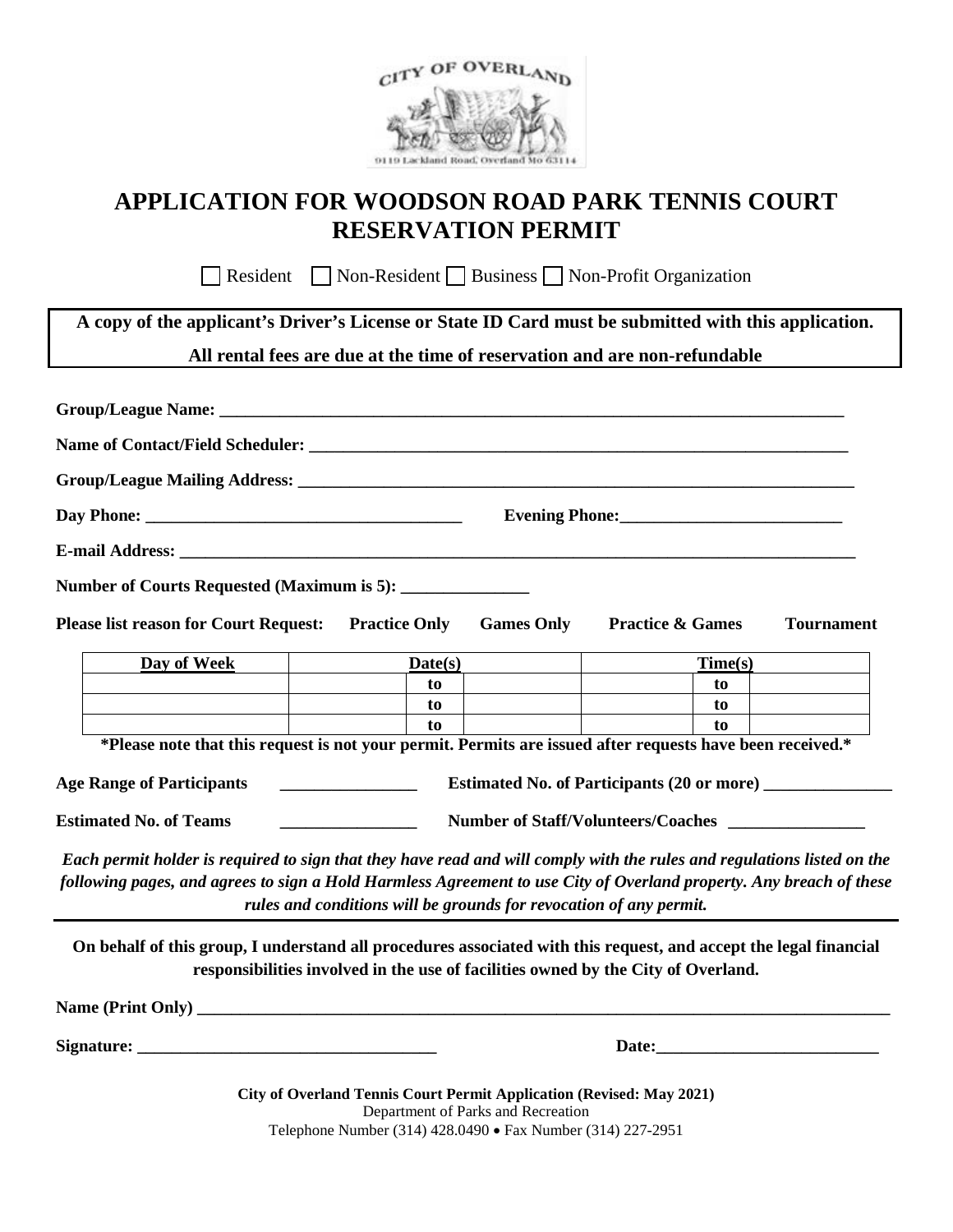CITY OF OVERLAND

9119 Lackland Road, Overland Mo 63114

# APPLICATION FOR WOODSON ROAD PARK TENNIS COURT RESERVATION PERMIT

☐ Resident ☐ Non-Resident ☐ Business ☐ Non-Profit Organization

**A copy of the applicant's Driver's License or State ID Card must be submitted with this application.**

**All rental fees are due at the time of reservation and are non-refundable**

**Group/League Name:** ______________________________________________

**Name of Contact/Field Scheduler:** ______________________________________________

**Group/League Mailing Address:** ______________________________________________

**Day Phone:** ______________________ **Evening Phone:**______________________

**E-mail Address:** ______________________________________________

**Number of Courts Requested (Maximum is 5):** _______________

**Please list reason for Court Request: Practice Only Games Only Practice & Games Tournament**

| Day of Week | Date(s) | | | Time(s) | | |
|---|---|---|---|---|---|---|
| | | to | | | to | |
| | | to | | | to | |
| | | to | | | to | |

**\*Please note that this request is not your permit. Permits are issued after requests have been received.\***

**Age Range of Participants** ________________ **Estimated No. of Participants (20 or more)** _______________

**Estimated No. of Teams** ________________ **Number of Staff/Volunteers/Coaches** ________________

***Each permit holder is required to sign that they have read and will comply with the rules and regulations listed on the following pages, and agrees to sign a Hold Harmless Agreement to use City of Overland property. Any breach of these rules and conditions will be grounds for revocation of any permit.***

**On behalf of this group, I understand all procedures associated with this request, and accept the legal financial responsibilities involved in the use of facilities owned by the City of Overland.**

**Name (Print Only)** ______________________________________________

**Signature:** ______________________ **Date:**______________________

**City of Overland Tennis Court Permit Application (Revised: May 2021)**
Department of Parks and Recreation
Telephone Number (314) 428.0490 • Fax Number (314) 227-2951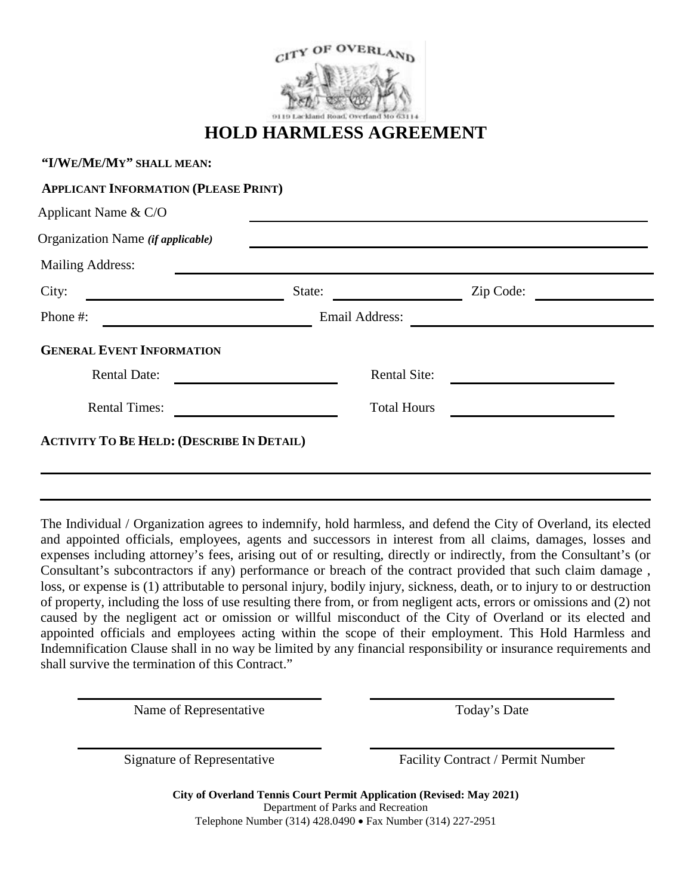CITY OF OVERLAND

9119 Lackland Road, Overland Mo 63114

# HOLD HARMLESS AGREEMENT

**"I/WE/ME/MY" SHALL MEAN:**

**APPLICANT INFORMATION (PLEASE PRINT)**

Applicant Name & C/O \_\_\_\_\_\_\_\_\_\_\_\_\_\_\_\_\_\_\_\_\_\_\_\_\_\_\_\_\_\_

Organization Name *(if applicable)* \_\_\_\_\_\_\_\_\_\_\_\_\_\_\_\_\_\_\_\_\_\_\_\_\_\_\_\_\_\_

Mailing Address: \_\_\_\_\_\_\_\_\_\_\_\_\_\_\_\_\_\_\_\_\_\_\_\_\_\_\_\_\_\_

City: \_\_\_\_\_\_\_\_\_\_\_\_\_\_\_ State: \_\_\_\_\_\_\_\_\_\_ Zip Code: \_\_\_\_\_\_\_\_\_\_

Phone #: \_\_\_\_\_\_\_\_\_\_\_\_\_\_\_ Email Address: \_\_\_\_\_\_\_\_\_\_\_\_\_\_\_\_\_\_\_\_

**GENERAL EVENT INFORMATION**

Rental Date: \_\_\_\_\_\_\_\_\_\_\_\_\_\_\_ Rental Site: \_\_\_\_\_\_\_\_\_\_\_\_\_\_\_

Rental Times: \_\_\_\_\_\_\_\_\_\_\_\_\_\_\_ Total Hours \_\_\_\_\_\_\_\_\_\_\_\_\_\_\_

**ACTIVITY TO BE HELD: (DESCRIBE IN DETAIL)**

\_\_\_\_\_\_\_\_\_\_\_\_\_\_\_\_\_\_\_\_\_\_\_\_\_\_\_\_\_\_\_\_\_\_\_\_\_\_\_\_\_\_\_\_\_\_\_\_\_\_\_\_\_\_\_\_\_\_\_\_

\_\_\_\_\_\_\_\_\_\_\_\_\_\_\_\_\_\_\_\_\_\_\_\_\_\_\_\_\_\_\_\_\_\_\_\_\_\_\_\_\_\_\_\_\_\_\_\_\_\_\_\_\_\_\_\_\_\_\_\_

The Individual / Organization agrees to indemnify, hold harmless, and defend the City of Overland, its elected and appointed officials, employees, agents and successors in interest from all claims, damages, losses and expenses including attorney's fees, arising out of or resulting, directly or indirectly, from the Consultant's (or Consultant's subcontractors if any) performance or breach of the contract provided that such claim damage , loss, or expense is (1) attributable to personal injury, bodily injury, sickness, death, or to injury to or destruction of property, including the loss of use resulting there from, or from negligent acts, errors or omissions and (2) not caused by the negligent act or omission or willful misconduct of the City of Overland or its elected and appointed officials and employees acting within the scope of their employment. This Hold Harmless and Indemnification Clause shall in no way be limited by any financial responsibility or insurance requirements and shall survive the termination of this Contract."

\_\_\_\_\_\_\_\_\_\_\_\_\_\_\_\_\_\_\_\_\_\_\_\_\_ \_\_\_\_\_\_\_\_\_\_\_\_\_\_\_\_\_\_\_\_\_\_\_\_\_

Name of Representative    Today's Date

\_\_\_\_\_\_\_\_\_\_\_\_\_\_\_\_\_\_\_\_\_\_\_\_\_ \_\_\_\_\_\_\_\_\_\_\_\_\_\_\_\_\_\_\_\_\_\_\_\_\_

Signature of Representative    Facility Contract / Permit Number

**City of Overland Tennis Court Permit Application (Revised: May 2021)**

Department of Parks and Recreation

Telephone Number (314) 428.0490 • Fax Number (314) 227-2951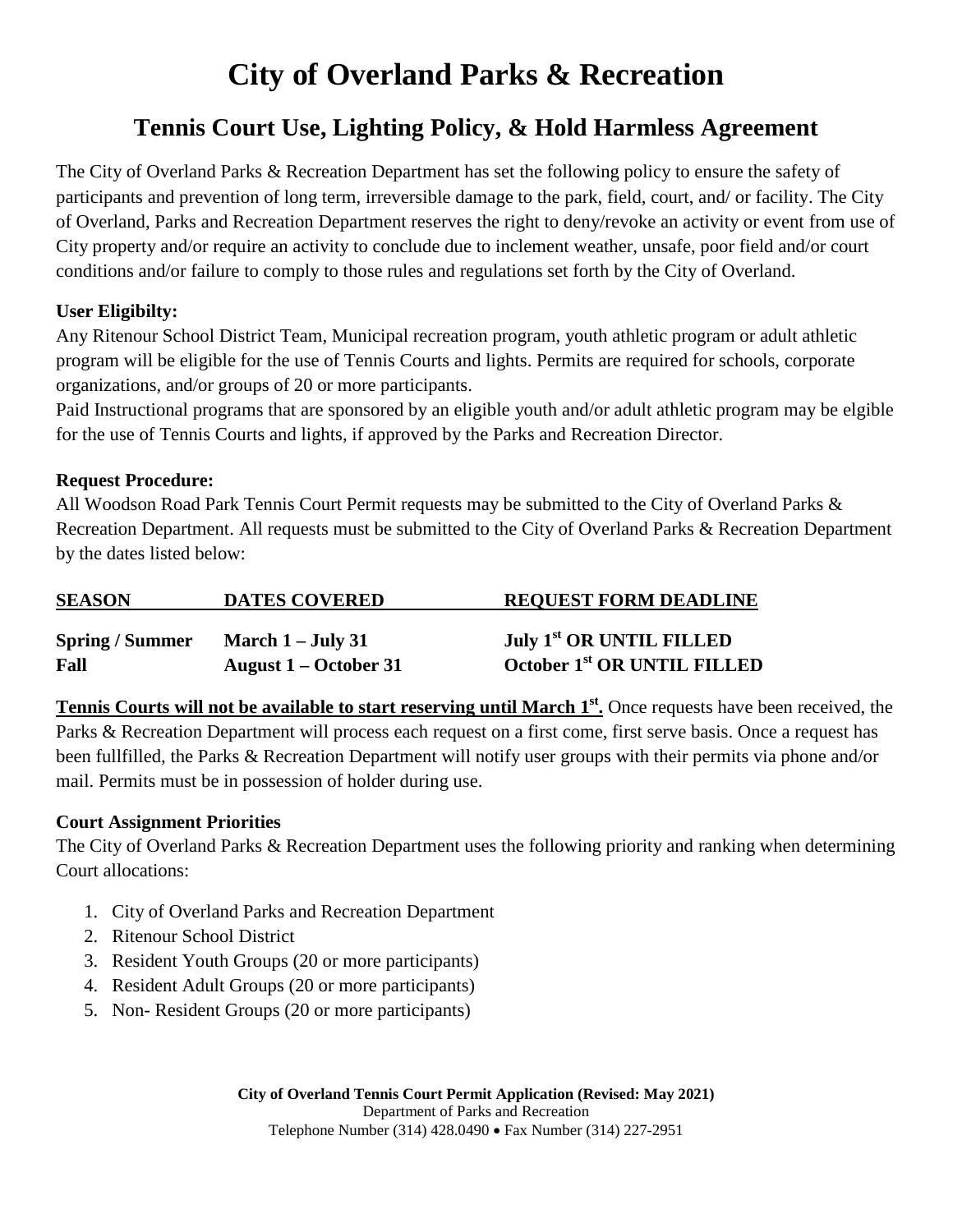# City of Overland Parks & Recreation

## Tennis Court Use, Lighting Policy, & Hold Harmless Agreement

The City of Overland Parks & Recreation Department has set the following policy to ensure the safety of participants and prevention of long term, irreversible damage to the park, field, court, and/ or facility. The City of Overland, Parks and Recreation Department reserves the right to deny/revoke an activity or event from use of City property and/or require an activity to conclude due to inclement weather, unsafe, poor field and/or court conditions and/or failure to comply to those rules and regulations set forth by the City of Overland.

**User Eligibilty:**

Any Ritenour School District Team, Municipal recreation program, youth athletic program or adult athletic program will be eligible for the use of Tennis Courts and lights. Permits are required for schools, corporate organizations, and/or groups of 20 or more participants.

Paid Instructional programs that are sponsored by an eligible youth and/or adult athletic program may be elgible for the use of Tennis Courts and lights, if approved by the Parks and Recreation Director.

**Request Procedure:**

All Woodson Road Park Tennis Court Permit requests may be submitted to the City of Overland Parks & Recreation Department. All requests must be submitted to the City of Overland Parks & Recreation Department by the dates listed below:

| SEASON | DATES COVERED | REQUEST FORM DEADLINE |
|---|---|---|
| **Spring / Summer** | **March 1 – July 31** | **July 1st OR UNTIL FILLED** |
| **Fall** | **August 1 – October 31** | **October 1st OR UNTIL FILLED** |

**Tennis Courts will not be available to start reserving until March 1st.** Once requests have been received, the Parks & Recreation Department will process each request on a first come, first serve basis. Once a request has been fullfilled, the Parks & Recreation Department will notify user groups with their permits via phone and/or mail. Permits must be in possession of holder during use.

**Court Assignment Priorities**

The City of Overland Parks & Recreation Department uses the following priority and ranking when determining Court allocations:

1. City of Overland Parks and Recreation Department
2. Ritenour School District
3. Resident Youth Groups (20 or more participants)
4. Resident Adult Groups (20 or more participants)
5. Non- Resident Groups (20 or more participants)

**City of Overland Tennis Court Permit Application (Revised: May 2021)**
Department of Parks and Recreation
Telephone Number (314) 428.0490 • Fax Number (314) 227-2951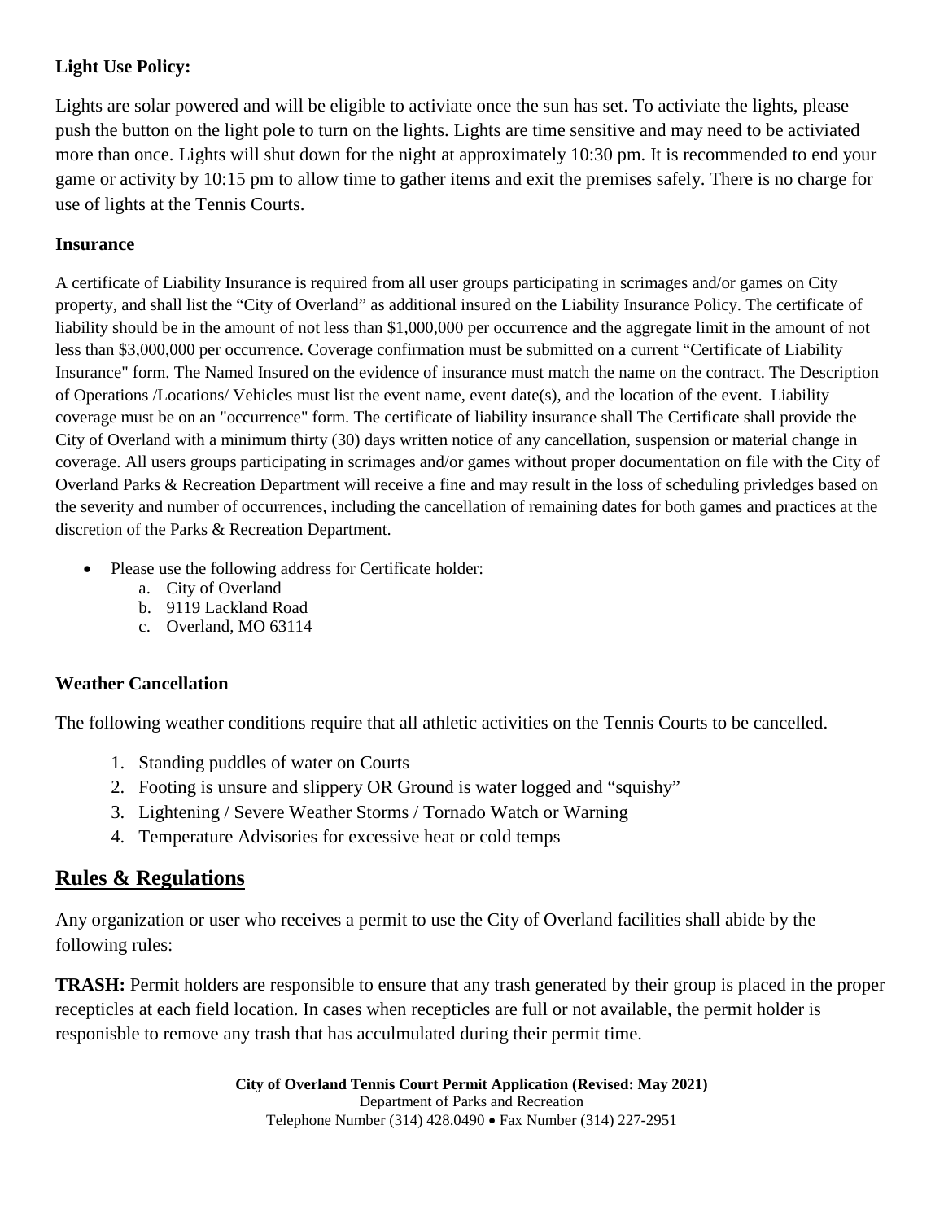**Light Use Policy:**

Lights are solar powered and will be eligible to activiate once the sun has set. To activiate the lights, please push the button on the light pole to turn on the lights. Lights are time sensitive and may need to be activiated more than once. Lights will shut down for the night at approximately 10:30 pm. It is recommended to end your game or activity by 10:15 pm to allow time to gather items and exit the premises safely. There is no charge for use of lights at the Tennis Courts.

**Insurance**

A certificate of Liability Insurance is required from all user groups participating in scrimages and/or games on City property, and shall list the "City of Overland" as additional insured on the Liability Insurance Policy. The certificate of liability should be in the amount of not less than $1,000,000 per occurrence and the aggregate limit in the amount of not less than $3,000,000 per occurrence. Coverage confirmation must be submitted on a current "Certificate of Liability Insurance" form. The Named Insured on the evidence of insurance must match the name on the contract. The Description of Operations /Locations/ Vehicles must list the event name, event date(s), and the location of the event. Liability coverage must be on an "occurrence" form. The certificate of liability insurance shall The Certificate shall provide the City of Overland with a minimum thirty (30) days written notice of any cancellation, suspension or material change in coverage. All users groups participating in scrimages and/or games without proper documentation on file with the City of Overland Parks & Recreation Department will receive a fine and may result in the loss of scheduling privledges based on the severity and number of occurrences, including the cancellation of remaining dates for both games and practices at the discretion of the Parks & Recreation Department.

- Please use the following address for Certificate holder:
  a. City of Overland
  b. 9119 Lackland Road
  c. Overland, MO 63114

**Weather Cancellation**

The following weather conditions require that all athletic activities on the Tennis Courts to be cancelled.

1. Standing puddles of water on Courts
2. Footing is unsure and slippery OR Ground is water logged and "squishy"
3. Lightening / Severe Weather Storms / Tornado Watch or Warning
4. Temperature Advisories for excessive heat or cold temps

## Rules & Regulations

Any organization or user who receives a permit to use the City of Overland facilities shall abide by the following rules:

**TRASH:** Permit holders are responsible to ensure that any trash generated by their group is placed in the proper recepticles at each field location. In cases when recepticles are full or not available, the permit holder is responisble to remove any trash that has acculmulated during their permit time.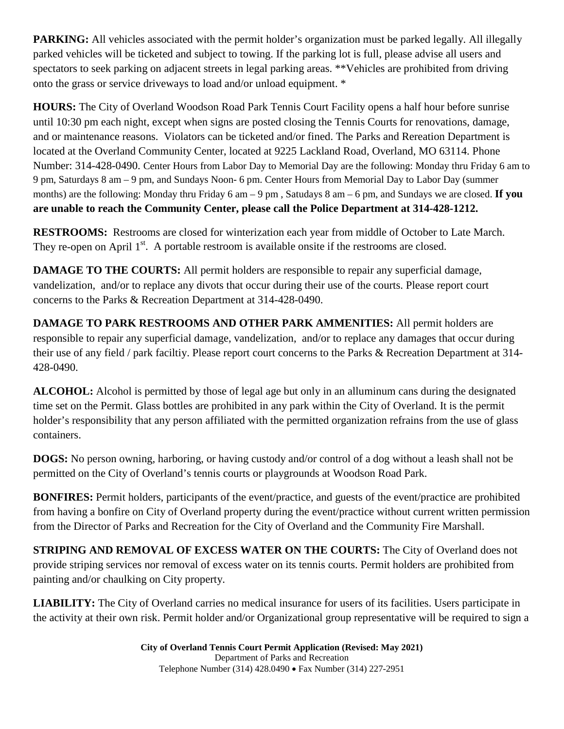**PARKING:** All vehicles associated with the permit holder's organization must be parked legally. All illegally parked vehicles will be ticketed and subject to towing. If the parking lot is full, please advise all users and spectators to seek parking on adjacent streets in legal parking areas. **Vehicles are prohibited from driving onto the grass or service driveways to load and/or unload equipment. *

**HOURS:** The City of Overland Woodson Road Park Tennis Court Facility opens a half hour before sunrise until 10:30 pm each night, except when signs are posted closing the Tennis Courts for renovations, damage, and or maintenance reasons. Violators can be ticketed and/or fined. The Parks and Rereation Department is located at the Overland Community Center, located at 9225 Lackland Road, Overland, MO 63114. Phone Number: 314-428-0490. Center Hours from Labor Day to Memorial Day are the following: Monday thru Friday 6 am to 9 pm, Saturdays 8 am – 9 pm, and Sundays Noon- 6 pm. Center Hours from Memorial Day to Labor Day (summer months) are the following: Monday thru Friday 6 am – 9 pm , Satudays 8 am – 6 pm, and Sundays we are closed. **If you are unable to reach the Community Center, please call the Police Department at 314-428-1212.**

**RESTROOMS:** Restrooms are closed for winterization each year from middle of October to Late March. They re-open on April 1st. A portable restroom is available onsite if the restrooms are closed.

**DAMAGE TO THE COURTS:** All permit holders are responsible to repair any superficial damage, vandelization, and/or to replace any divots that occur during their use of the courts. Please report court concerns to the Parks & Recreation Department at 314-428-0490.

**DAMAGE TO PARK RESTROOMS AND OTHER PARK AMMENITIES:** All permit holders are responsible to repair any superficial damage, vandelization, and/or to replace any damages that occur during their use of any field / park faciltiy. Please report court concerns to the Parks & Recreation Department at 314-428-0490.

**ALCOHOL:** Alcohol is permitted by those of legal age but only in an alluminum cans during the designated time set on the Permit. Glass bottles are prohibited in any park within the City of Overland. It is the permit holder's responsibility that any person affiliated with the permitted organization refrains from the use of glass containers.

**DOGS:** No person owning, harboring, or having custody and/or control of a dog without a leash shall not be permitted on the City of Overland's tennis courts or playgrounds at Woodson Road Park.

**BONFIRES:** Permit holders, participants of the event/practice, and guests of the event/practice are prohibited from having a bonfire on City of Overland property during the event/practice without current written permission from the Director of Parks and Recreation for the City of Overland and the Community Fire Marshall.

**STRIPING AND REMOVAL OF EXCESS WATER ON THE COURTS:** The City of Overland does not provide striping services nor removal of excess water on its tennis courts. Permit holders are prohibited from painting and/or chaulking on City property.

**LIABILITY:** The City of Overland carries no medical insurance for users of its facilities. Users participate in the activity at their own risk. Permit holder and/or Organizational group representative will be required to sign a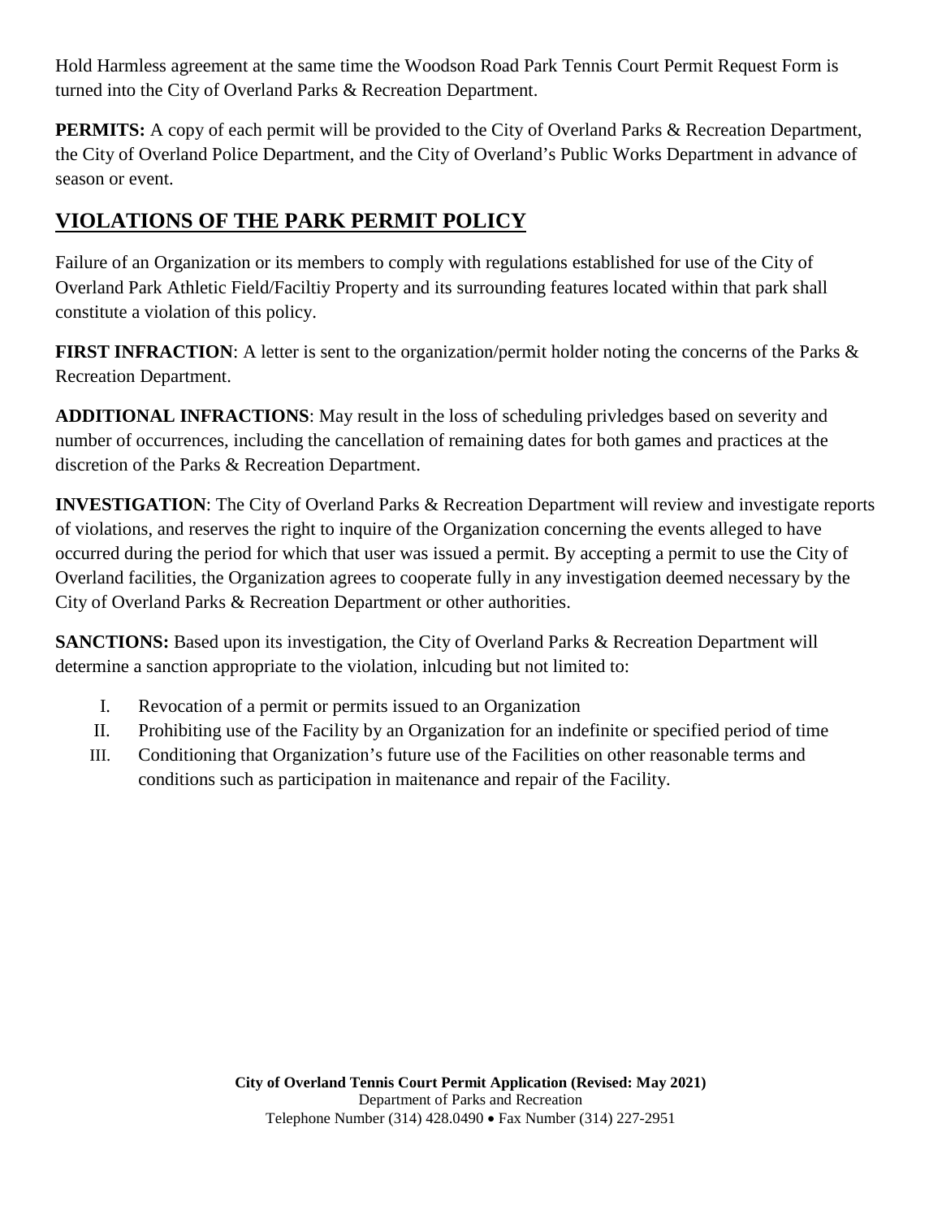Hold Harmless agreement at the same time the Woodson Road Park Tennis Court Permit Request Form is turned into the City of Overland Parks & Recreation Department.

**PERMITS:** A copy of each permit will be provided to the City of Overland Parks & Recreation Department, the City of Overland Police Department, and the City of Overland's Public Works Department in advance of season or event.

## VIOLATIONS OF THE PARK PERMIT POLICY

Failure of an Organization or its members to comply with regulations established for use of the City of Overland Park Athletic Field/Faciltiy Property and its surrounding features located within that park shall constitute a violation of this policy.

**FIRST INFRACTION**: A letter is sent to the organization/permit holder noting the concerns of the Parks & Recreation Department.

**ADDITIONAL INFRACTIONS**: May result in the loss of scheduling privledges based on severity and number of occurrences, including the cancellation of remaining dates for both games and practices at the discretion of the Parks & Recreation Department.

**INVESTIGATION**: The City of Overland Parks & Recreation Department will review and investigate reports of violations, and reserves the right to inquire of the Organization concerning the events alleged to have occurred during the period for which that user was issued a permit. By accepting a permit to use the City of Overland facilities, the Organization agrees to cooperate fully in any investigation deemed necessary by the City of Overland Parks & Recreation Department or other authorities.

**SANCTIONS:** Based upon its investigation, the City of Overland Parks & Recreation Department will determine a sanction appropriate to the violation, inlcuding but not limited to:

I. Revocation of a permit or permits issued to an Organization
II. Prohibiting use of the Facility by an Organization for an indefinite or specified period of time
III. Conditioning that Organization's future use of the Facilities on other reasonable terms and conditions such as participation in maitenance and repair of the Facility.

**City of Overland Tennis Court Permit Application (Revised: May 2021)**
Department of Parks and Recreation
Telephone Number (314) 428.0490 • Fax Number (314) 227-2951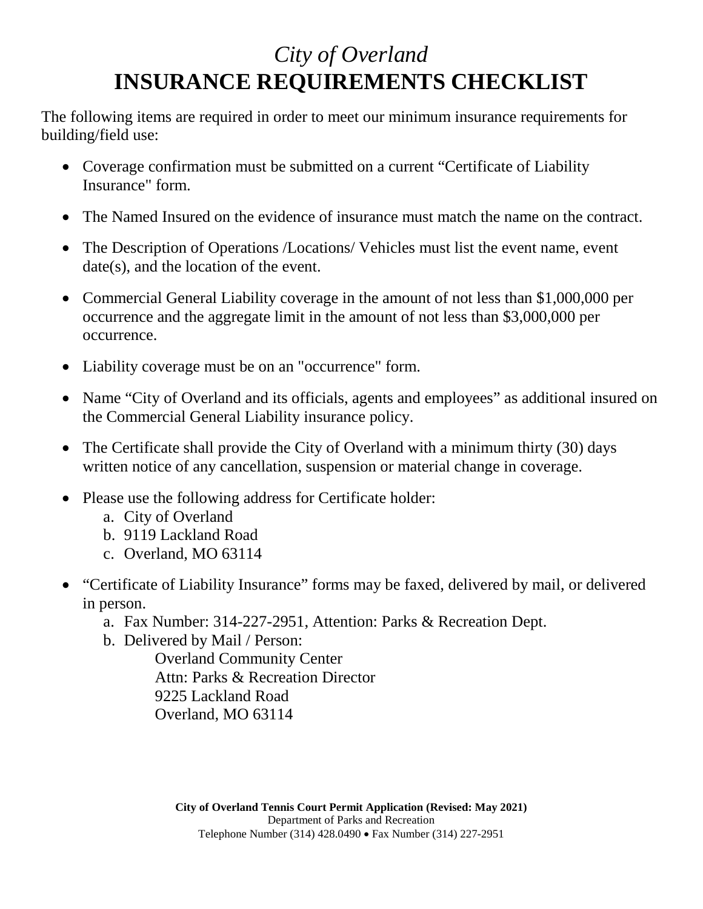# *City of Overland*

# INSURANCE REQUIREMENTS CHECKLIST

The following items are required in order to meet our minimum insurance requirements for building/field use:

- Coverage confirmation must be submitted on a current “Certificate of Liability Insurance" form.
- The Named Insured on the evidence of insurance must match the name on the contract.
- The Description of Operations /Locations/ Vehicles must list the event name, event date(s), and the location of the event.
- Commercial General Liability coverage in the amount of not less than $1,000,000 per occurrence and the aggregate limit in the amount of not less than $3,000,000 per occurrence.
- Liability coverage must be on an "occurrence" form.
- Name “City of Overland and its officials, agents and employees” as additional insured on the Commercial General Liability insurance policy.
- The Certificate shall provide the City of Overland with a minimum thirty (30) days written notice of any cancellation, suspension or material change in coverage.
- Please use the following address for Certificate holder:
  a. City of Overland
  b. 9119 Lackland Road
  c. Overland, MO 63114
- “Certificate of Liability Insurance” forms may be faxed, delivered by mail, or delivered in person.
  a. Fax Number: 314-227-2951, Attention: Parks & Recreation Dept.
  b. Delivered by Mail / Person:
     Overland Community Center
     Attn: Parks & Recreation Director
     9225 Lackland Road
     Overland, MO 63114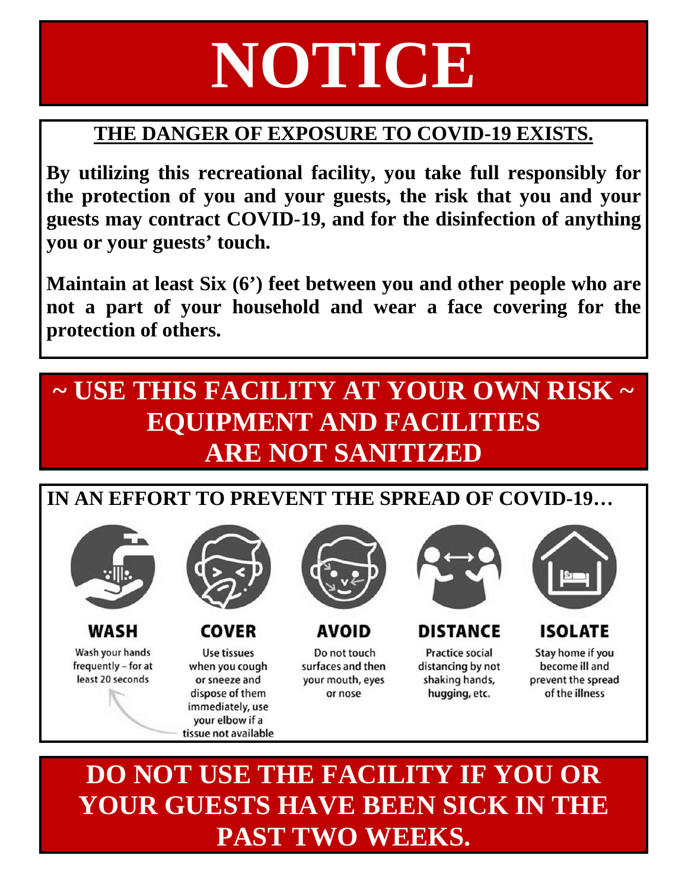# NOTICE

**THE DANGER OF EXPOSURE TO COVID-19 EXISTS.**

**By utilizing this recreational facility, you take full responsibly for the protection of you and your guests, the risk that you and your guests may contract COVID-19, and for the disinfection of anything you or your guests' touch.**

**Maintain at least Six (6') feet between you and other people who are not a part of your household and wear a face covering for the protection of others.**

## ~ USE THIS FACILITY AT YOUR OWN RISK ~ EQUIPMENT AND FACILITIES ARE NOT SANITIZED

**IN AN EFFORT TO PREVENT THE SPREAD OF COVID-19…**

**WASH**

Wash your hands frequently – for at least 20 seconds

**COVER**

Use tissues when you cough or sneeze and dispose of them immediately, use your elbow if a tissue not available

**AVOID**

Do not touch surfaces and then your mouth, eyes or nose

**DISTANCE**

Practice social distancing by not shaking hands, hugging, etc.

**ISOLATE**

Stay home if you become ill and prevent the spread of the illness

## DO NOT USE THE FACILITY IF YOU OR YOUR GUESTS HAVE BEEN SICK IN THE PAST TWO WEEKS.